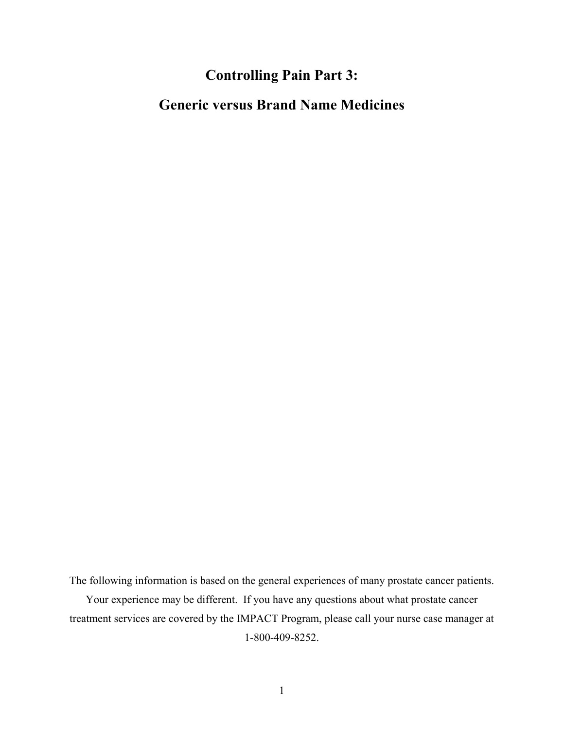# Controlling Pain Part 3:

# Generic versus Brand Name Medicines

The following information is based on the general experiences of many prostate cancer patients. Your experience may be different. If you have any questions about what prostate cancer treatment services are covered by the IMPACT Program, please call your nurse case manager at 1-800-409-8252.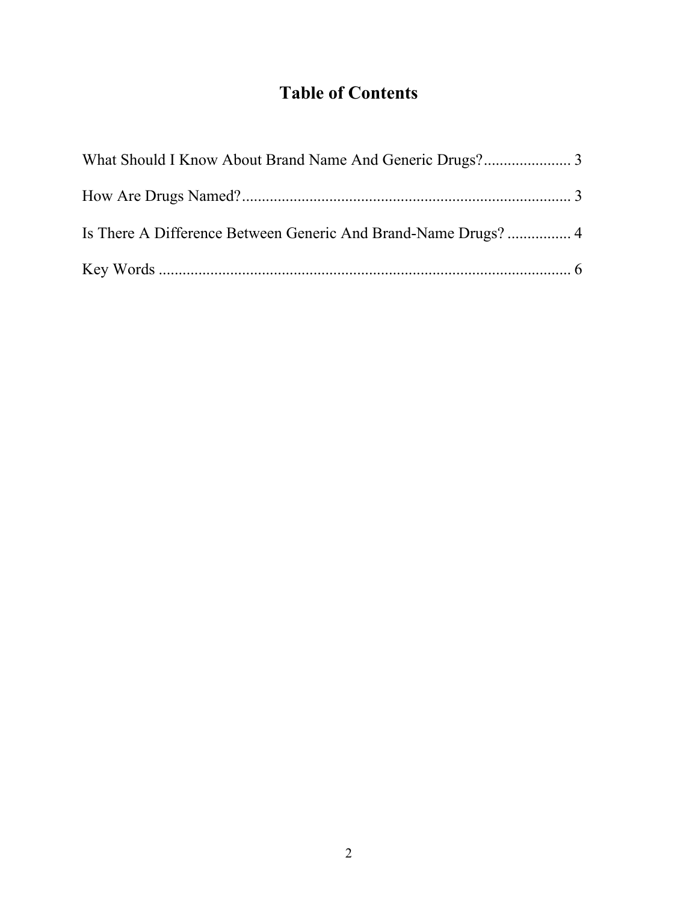# Table of Contents

What Should I Know About Brand Name And Generic Drugs?...................... 3

How Are Drugs Named?................................................................................ 3

Is There A Difference Between Generic And Brand-Name Drugs? ................ 4

Key Words ...................................................................................................... 6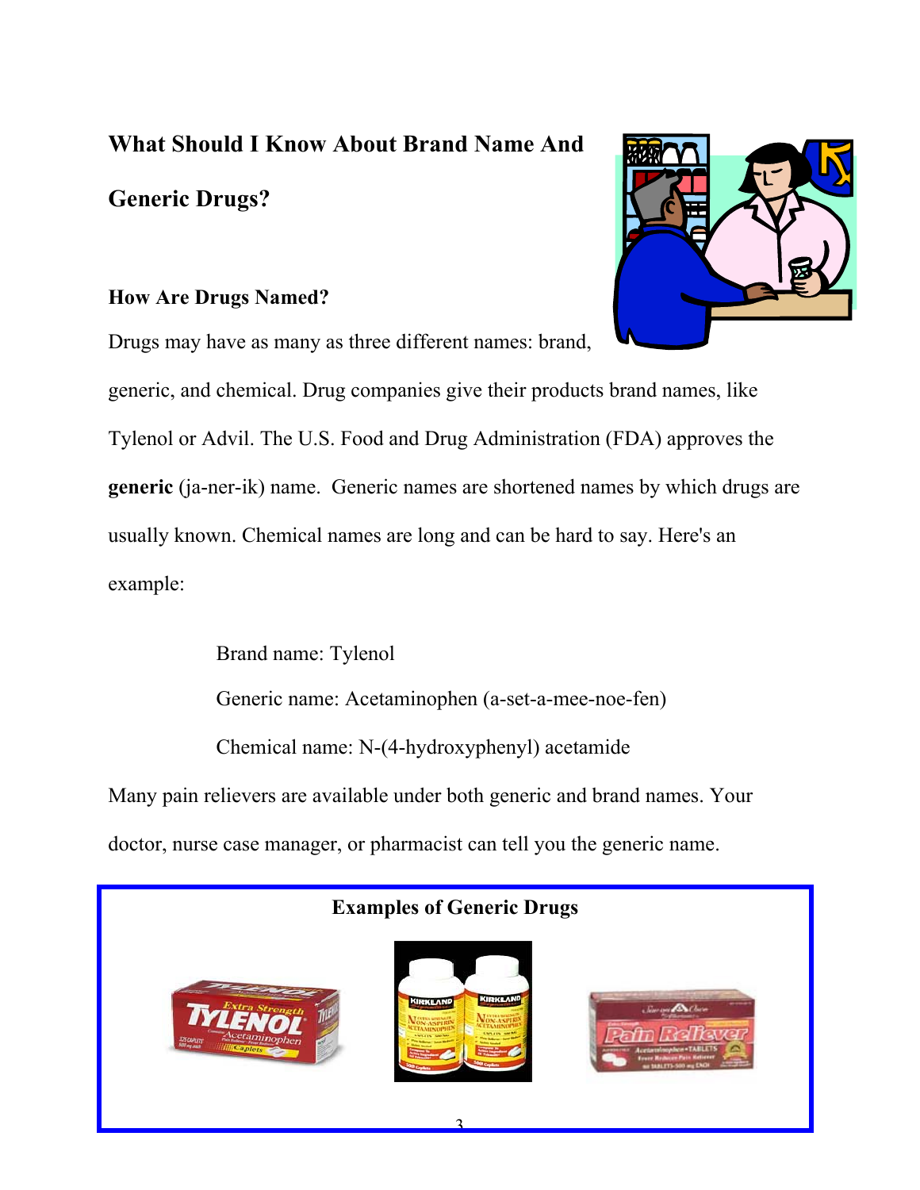## What Should I Know About Brand Name And Generic Drugs?

### How Are Drugs Named?

Drugs may have as many as three different names: brand, generic, and chemical. Drug companies give their products brand names, like Tylenol or Advil. The U.S. Food and Drug Administration (FDA) approves the **generic** (ja-ner-ik) name. Generic names are shortened names by which drugs are usually known. Chemical names are long and can be hard to say. Here's an example:

Brand name: Tylenol

Generic name: Acetaminophen (a-set-a-mee-noe-fen)

Chemical name: N-(4-hydroxyphenyl) acetamide

Many pain relievers are available under both generic and brand names. Your doctor, nurse case manager, or pharmacist can tell you the generic name.

**Examples of Generic Drugs**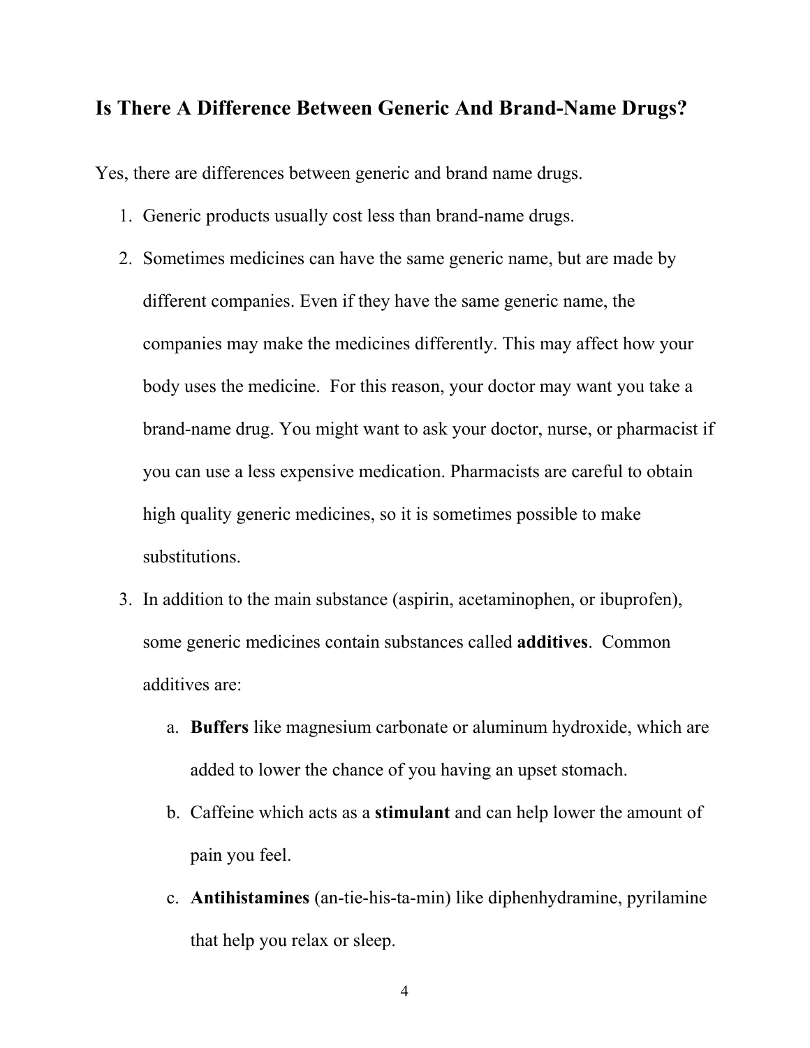## Is There A Difference Between Generic And Brand-Name Drugs?

Yes, there are differences between generic and brand name drugs.

1. Generic products usually cost less than brand-name drugs.
2. Sometimes medicines can have the same generic name, but are made by different companies. Even if they have the same generic name, the companies may make the medicines differently. This may affect how your body uses the medicine. For this reason, your doctor may want you take a brand-name drug. You might want to ask your doctor, nurse, or pharmacist if you can use a less expensive medication. Pharmacists are careful to obtain high quality generic medicines, so it is sometimes possible to make substitutions.
3. In addition to the main substance (aspirin, acetaminophen, or ibuprofen), some generic medicines contain substances called **additives**. Common additives are:
   a. **Buffers** like magnesium carbonate or aluminum hydroxide, which are added to lower the chance of you having an upset stomach.
   b. Caffeine which acts as a **stimulant** and can help lower the amount of pain you feel.
   c. **Antihistamines** (an-tie-his-ta-min) like diphenhydramine, pyrilamine that help you relax or sleep.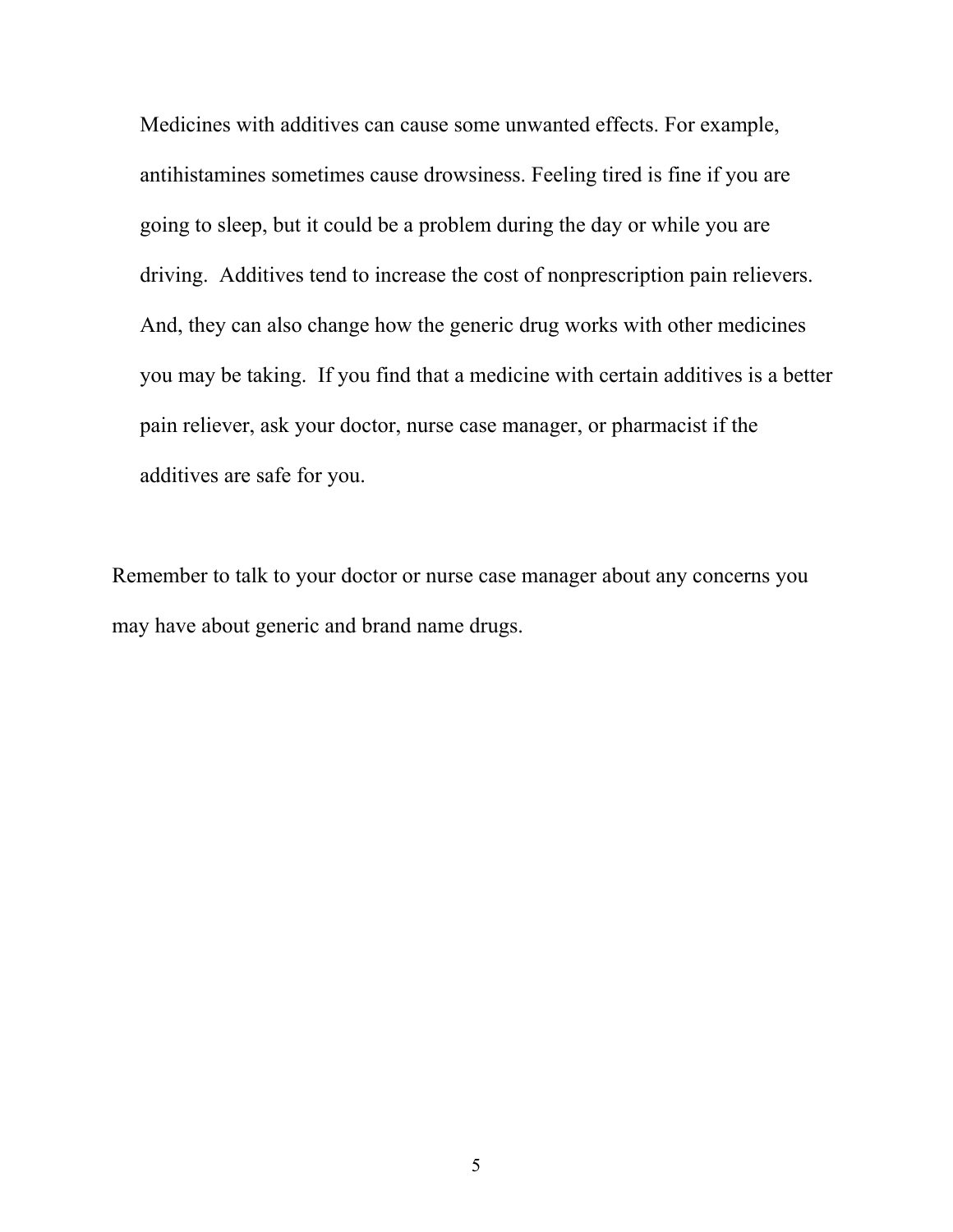Medicines with additives can cause some unwanted effects. For example, antihistamines sometimes cause drowsiness. Feeling tired is fine if you are going to sleep, but it could be a problem during the day or while you are driving. Additives tend to increase the cost of nonprescription pain relievers. And, they can also change how the generic drug works with other medicines you may be taking. If you find that a medicine with certain additives is a better pain reliever, ask your doctor, nurse case manager, or pharmacist if the additives are safe for you.

Remember to talk to your doctor or nurse case manager about any concerns you may have about generic and brand name drugs.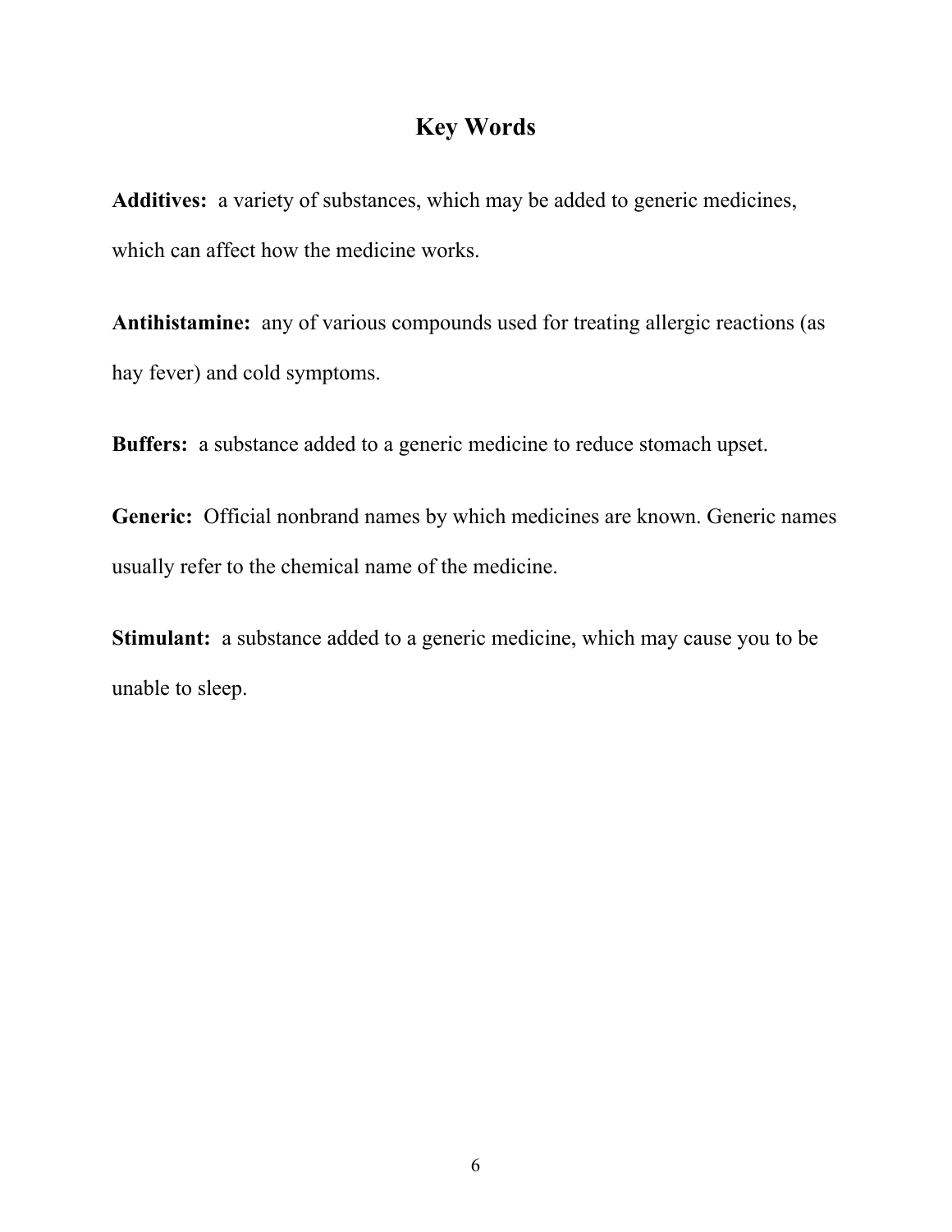# Key Words

**Additives:** a variety of substances, which may be added to generic medicines, which can affect how the medicine works.

**Antihistamine:** any of various compounds used for treating allergic reactions (as hay fever) and cold symptoms.

**Buffers:** a substance added to a generic medicine to reduce stomach upset.

**Generic:** Official nonbrand names by which medicines are known. Generic names usually refer to the chemical name of the medicine.

**Stimulant:** a substance added to a generic medicine, which may cause you to be unable to sleep.